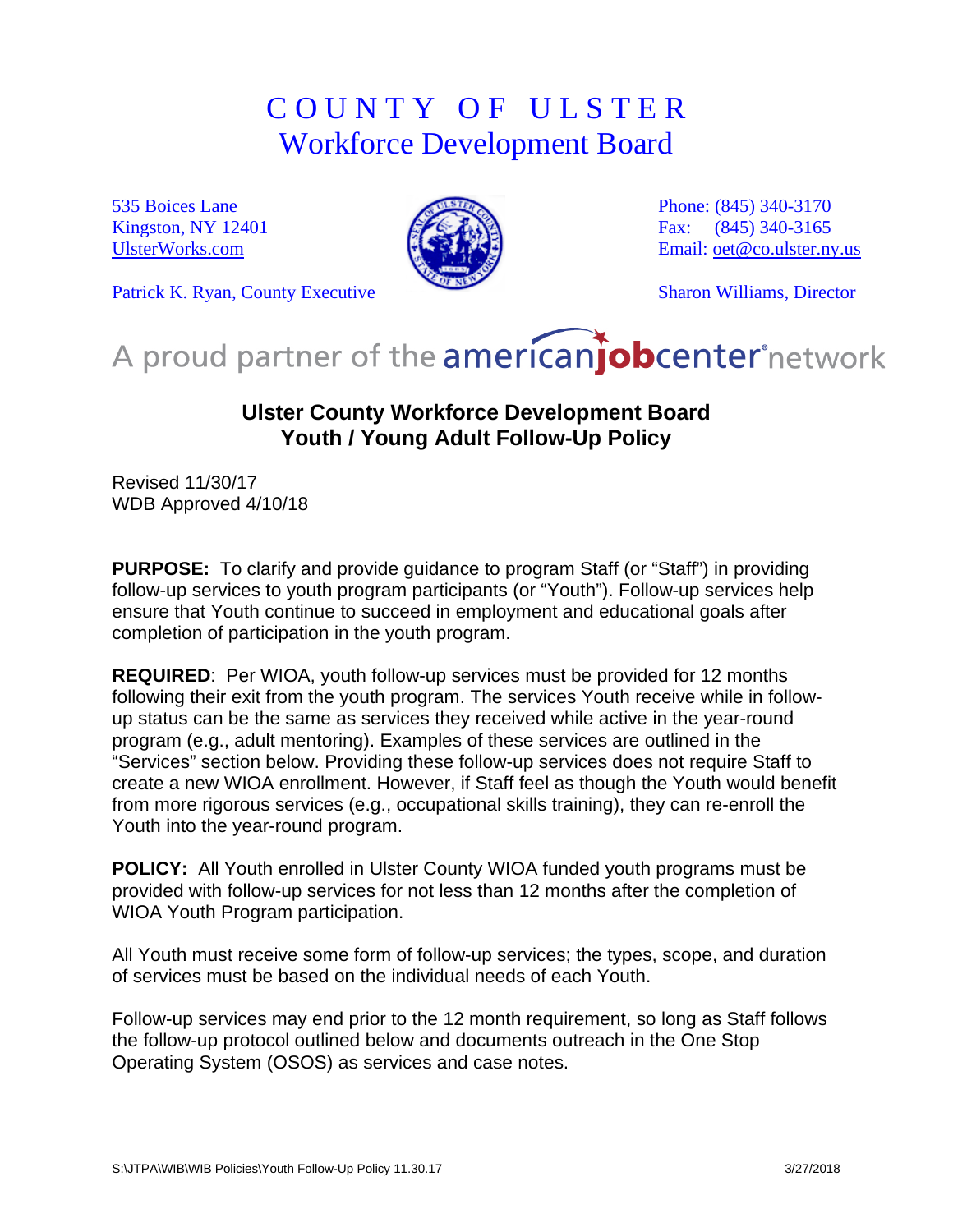# COUNTY OF ULSTER
## Workforce Development Board

535 Boices Lane
Kingston, NY 12401
UlsterWorks.com

Phone: (845) 340-3170
Fax: (845) 340-3165
Email: oet@co.ulster.ny.us

Patrick K. Ryan, County Executive

Sharon Williams, Director

A proud partner of the americanjobcenter network

## Ulster County Workforce Development Board
## Youth / Young Adult Follow-Up Policy

Revised 11/30/17
WDB Approved 4/10/18

**PURPOSE:** To clarify and provide guidance to program Staff (or "Staff") in providing follow-up services to youth program participants (or "Youth"). Follow-up services help ensure that Youth continue to succeed in employment and educational goals after completion of participation in the youth program.

**REQUIRED**: Per WIOA, youth follow-up services must be provided for 12 months following their exit from the youth program. The services Youth receive while in follow-up status can be the same as services they received while active in the year-round program (e.g., adult mentoring). Examples of these services are outlined in the "Services" section below. Providing these follow-up services does not require Staff to create a new WIOA enrollment. However, if Staff feel as though the Youth would benefit from more rigorous services (e.g., occupational skills training), they can re-enroll the Youth into the year-round program.

**POLICY:** All Youth enrolled in Ulster County WIOA funded youth programs must be provided with follow-up services for not less than 12 months after the completion of WIOA Youth Program participation.

All Youth must receive some form of follow-up services; the types, scope, and duration of services must be based on the individual needs of each Youth.

Follow-up services may end prior to the 12 month requirement, so long as Staff follows the follow-up protocol outlined below and documents outreach in the One Stop Operating System (OSOS) as services and case notes.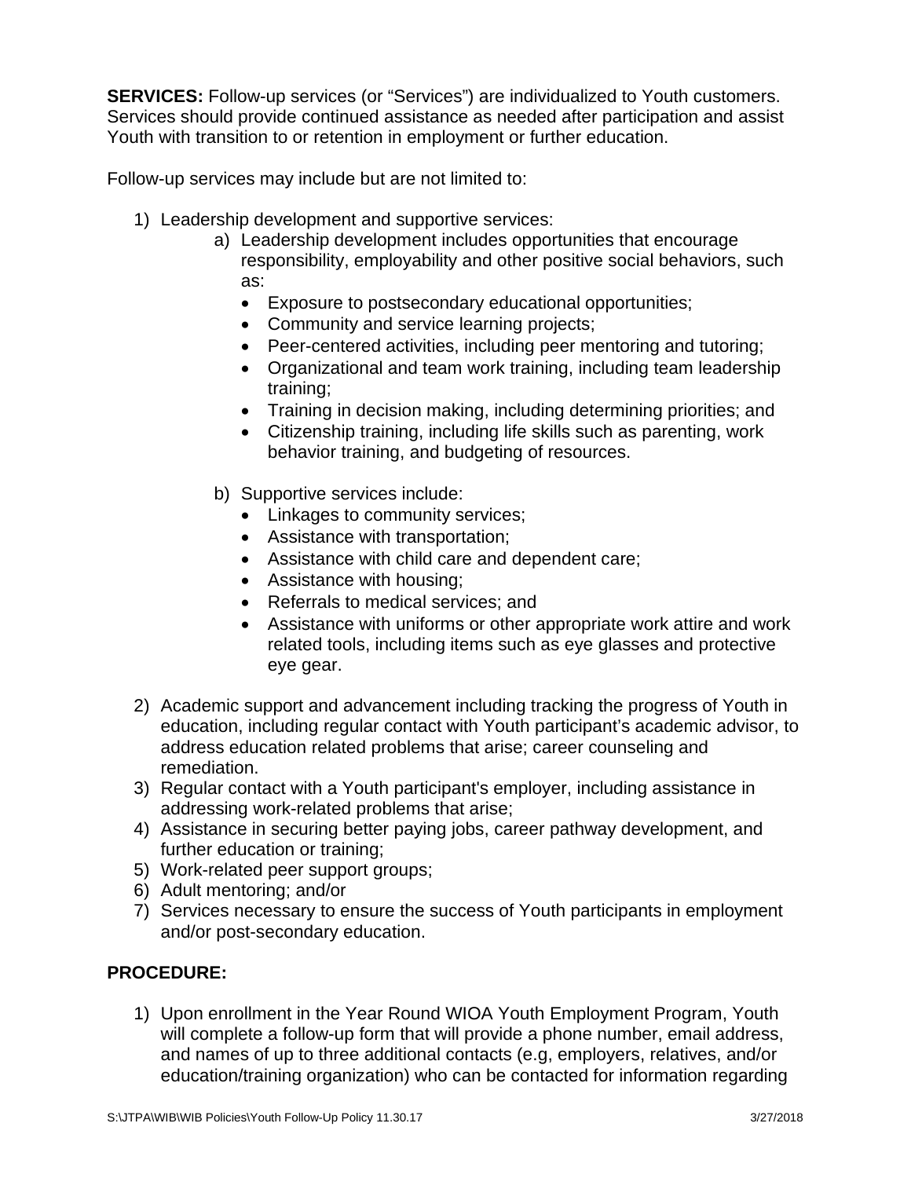**SERVICES:** Follow-up services (or "Services") are individualized to Youth customers. Services should provide continued assistance as needed after participation and assist Youth with transition to or retention in employment or further education.

Follow-up services may include but are not limited to:

1) Leadership development and supportive services:
   a) Leadership development includes opportunities that encourage responsibility, employability and other positive social behaviors, such as:
      - Exposure to postsecondary educational opportunities;
      - Community and service learning projects;
      - Peer-centered activities, including peer mentoring and tutoring;
      - Organizational and team work training, including team leadership training;
      - Training in decision making, including determining priorities; and
      - Citizenship training, including life skills such as parenting, work behavior training, and budgeting of resources.

   b) Supportive services include:
      - Linkages to community services;
      - Assistance with transportation;
      - Assistance with child care and dependent care;
      - Assistance with housing;
      - Referrals to medical services; and
      - Assistance with uniforms or other appropriate work attire and work related tools, including items such as eye glasses and protective eye gear.

2) Academic support and advancement including tracking the progress of Youth in education, including regular contact with Youth participant's academic advisor, to address education related problems that arise; career counseling and remediation.
3) Regular contact with a Youth participant's employer, including assistance in addressing work-related problems that arise;
4) Assistance in securing better paying jobs, career pathway development, and further education or training;
5) Work-related peer support groups;
6) Adult mentoring; and/or
7) Services necessary to ensure the success of Youth participants in employment and/or post-secondary education.

**PROCEDURE:**

1) Upon enrollment in the Year Round WIOA Youth Employment Program, Youth will complete a follow-up form that will provide a phone number, email address, and names of up to three additional contacts (e.g, employers, relatives, and/or education/training organization) who can be contacted for information regarding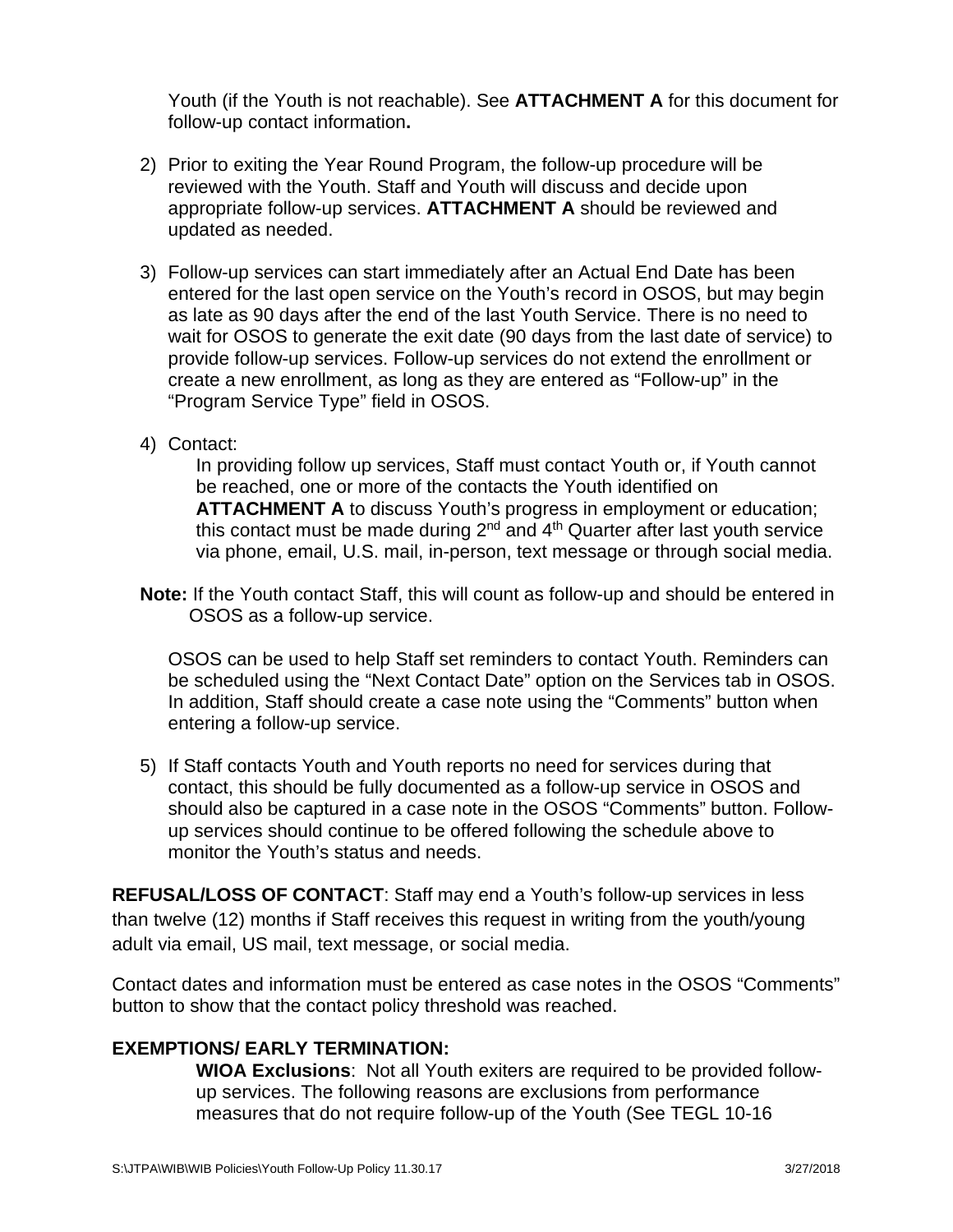Youth (if the Youth is not reachable). See **ATTACHMENT A** for this document for follow-up contact information**.**

2) Prior to exiting the Year Round Program, the follow-up procedure will be reviewed with the Youth. Staff and Youth will discuss and decide upon appropriate follow-up services. **ATTACHMENT A** should be reviewed and updated as needed.

3) Follow-up services can start immediately after an Actual End Date has been entered for the last open service on the Youth's record in OSOS, but may begin as late as 90 days after the end of the last Youth Service. There is no need to wait for OSOS to generate the exit date (90 days from the last date of service) to provide follow-up services. Follow-up services do not extend the enrollment or create a new enrollment, as long as they are entered as "Follow-up" in the "Program Service Type" field in OSOS.

4) Contact:

   In providing follow up services, Staff must contact Youth or, if Youth cannot be reached, one or more of the contacts the Youth identified on **ATTACHMENT A** to discuss Youth's progress in employment or education; this contact must be made during 2nd and 4th Quarter after last youth service via phone, email, U.S. mail, in-person, text message or through social media.

**Note:** If the Youth contact Staff, this will count as follow-up and should be entered in OSOS as a follow-up service.

OSOS can be used to help Staff set reminders to contact Youth. Reminders can be scheduled using the "Next Contact Date" option on the Services tab in OSOS. In addition, Staff should create a case note using the "Comments" button when entering a follow-up service.

5) If Staff contacts Youth and Youth reports no need for services during that contact, this should be fully documented as a follow-up service in OSOS and should also be captured in a case note in the OSOS "Comments" button. Follow-up services should continue to be offered following the schedule above to monitor the Youth's status and needs.

**REFUSAL/LOSS OF CONTACT**: Staff may end a Youth's follow-up services in less than twelve (12) months if Staff receives this request in writing from the youth/young adult via email, US mail, text message, or social media.

Contact dates and information must be entered as case notes in the OSOS "Comments" button to show that the contact policy threshold was reached.

**EXEMPTIONS/ EARLY TERMINATION:**

**WIOA Exclusions**: Not all Youth exiters are required to be provided follow-up services. The following reasons are exclusions from performance measures that do not require follow-up of the Youth (See TEGL 10-16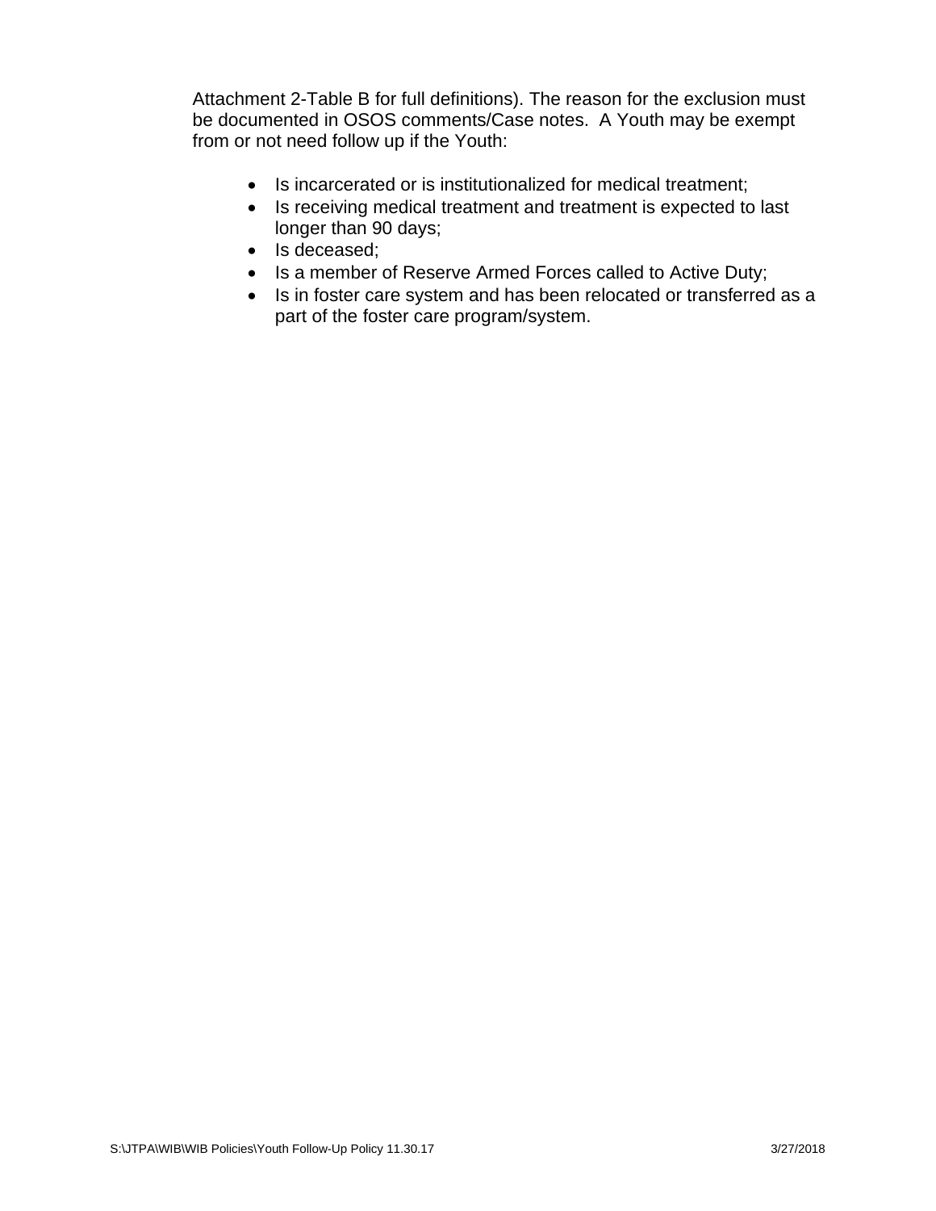Attachment 2-Table B for full definitions). The reason for the exclusion must be documented in OSOS comments/Case notes. A Youth may be exempt from or not need follow up if the Youth:

- Is incarcerated or is institutionalized for medical treatment;
- Is receiving medical treatment and treatment is expected to last longer than 90 days;
- Is deceased;
- Is a member of Reserve Armed Forces called to Active Duty;
- Is in foster care system and has been relocated or transferred as a part of the foster care program/system.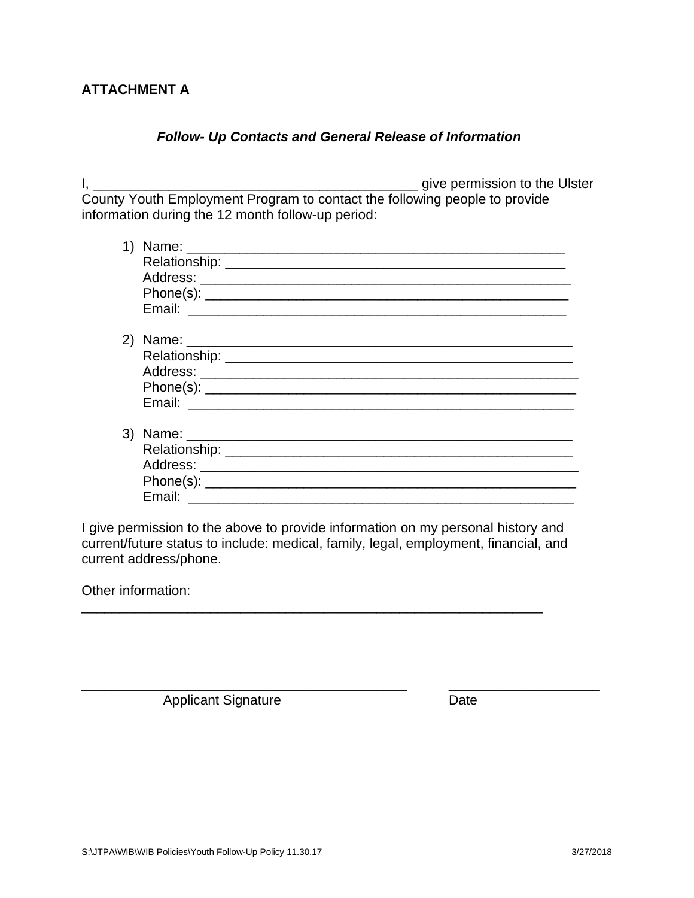**ATTACHMENT A**

***Follow- Up Contacts and General Release of Information***

I, ____________________________________________ give permission to the Ulster County Youth Employment Program to contact the following people to provide information during the 12 month follow-up period:

1) Name: ___________________________________________________
   Relationship: ______________________________________________
   Address: __________________________________________________
   Phone(s): _________________________________________________
   Email: ____________________________________________________

2) Name: ___________________________________________________
   Relationship: ______________________________________________
   Address: __________________________________________________
   Phone(s): _________________________________________________
   Email: ____________________________________________________

3) Name: ___________________________________________________
   Relationship: ______________________________________________
   Address: __________________________________________________
   Phone(s): _________________________________________________
   Email: ____________________________________________________

I give permission to the above to provide information on my personal history and current/future status to include: medical, family, legal, employment, financial, and current address/phone.

Other information:
_______________________________________________________________

____________________________________________ ____________________
Applicant Signature Date